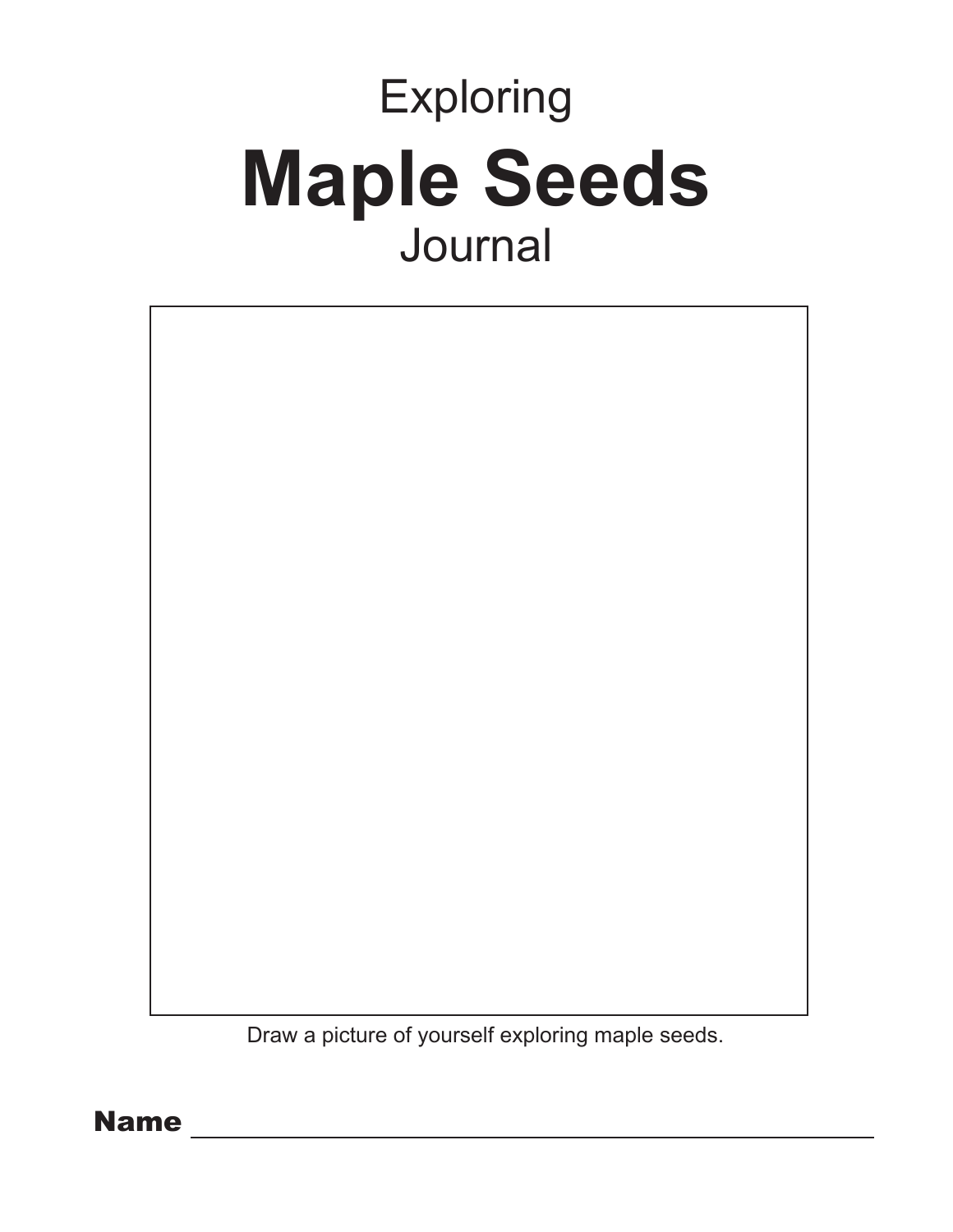Exploring

# Maple Seeds

Journal

Draw a picture of yourself exploring maple seeds.

**Name** ______________________________________________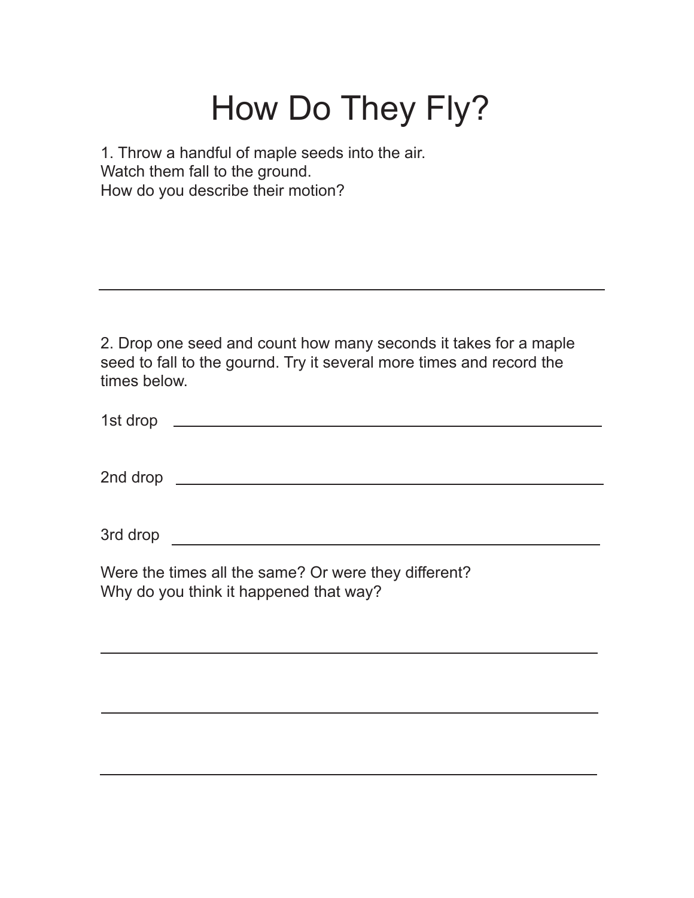# How Do They Fly?

1. Throw a handful of maple seeds into the air.
Watch them fall to the ground.
How do you describe their motion?

---

2. Drop one seed and count how many seconds it takes for a maple seed to fall to the gournd. Try it several more times and record the times below.

1st drop ____________________

2nd drop ____________________

3rd drop ____________________

Were the times all the same? Or were they different?
Why do you think it happened that way?

____________________

____________________

____________________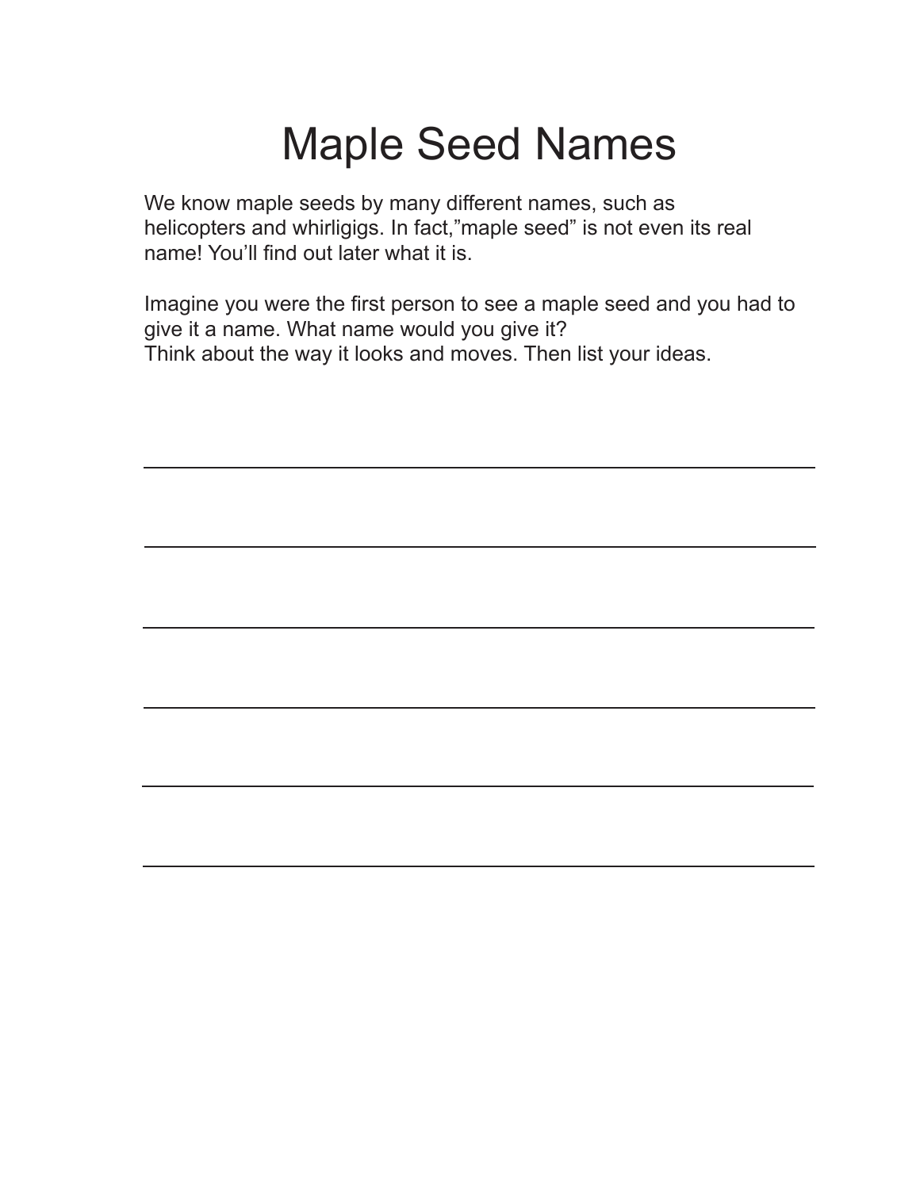# Maple Seed Names

We know maple seeds by many different names, such as helicopters and whirligigs. In fact,”maple seed” is not even its real name! You’ll find out later what it is.

Imagine you were the first person to see a maple seed and you had to give it a name. What name would you give it?
Think about the way it looks and moves. Then list your ideas.

______________________________________________

______________________________________________

______________________________________________

______________________________________________

______________________________________________

______________________________________________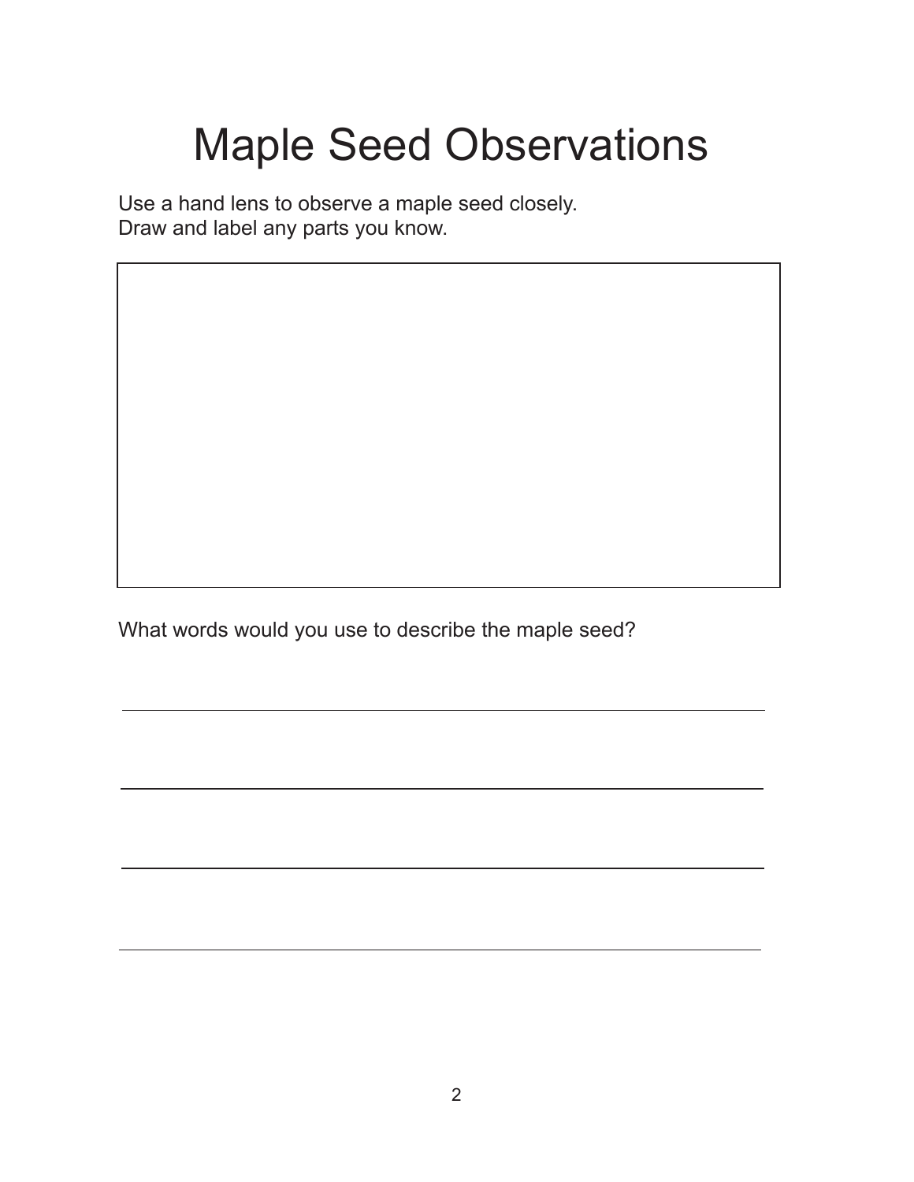# Maple Seed Observations

Use a hand lens to observe a maple seed closely.
Draw and label any parts you know.

What words would you use to describe the maple seed?

_______________________________________________

_______________________________________________

_______________________________________________

_______________________________________________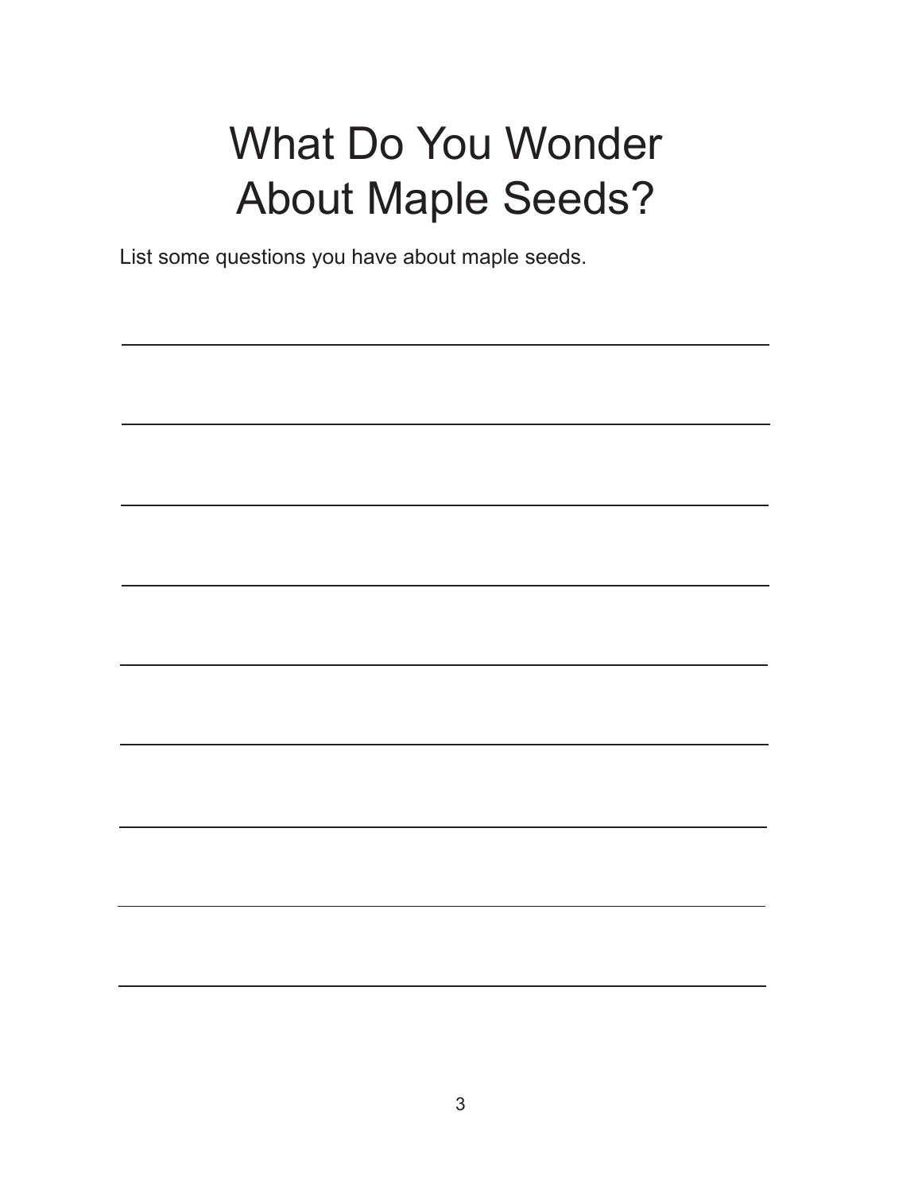# What Do You Wonder About Maple Seeds?

List some questions you have about maple seeds.

_______________________________________________

_______________________________________________

_______________________________________________

_______________________________________________

_______________________________________________

_______________________________________________

_______________________________________________

_______________________________________________

_______________________________________________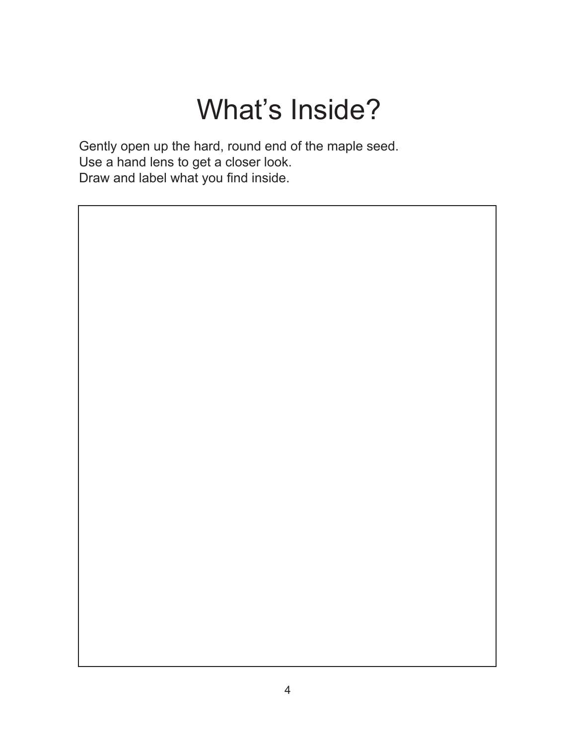# What's Inside?

Gently open up the hard, round end of the maple seed.
Use a hand lens to get a closer look.
Draw and label what you find inside.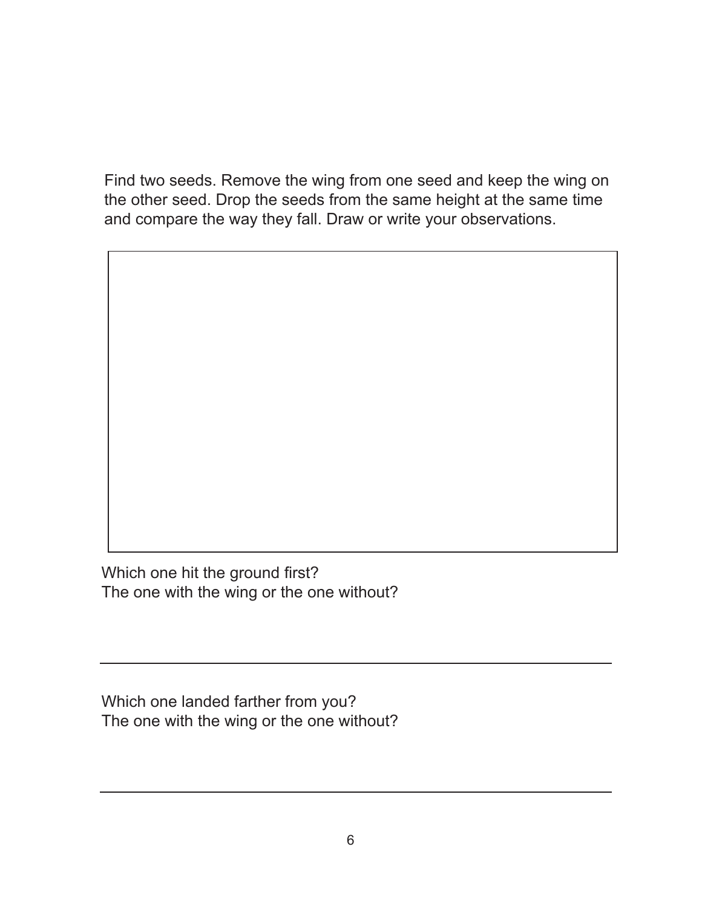Find two seeds. Remove the wing from one seed and keep the wing on the other seed. Drop the seeds from the same height at the same time and compare the way they fall. Draw or write your observations.

Which one hit the ground first?
The one with the wing or the one without?

___

Which one landed farther from you?
The one with the wing or the one without?

___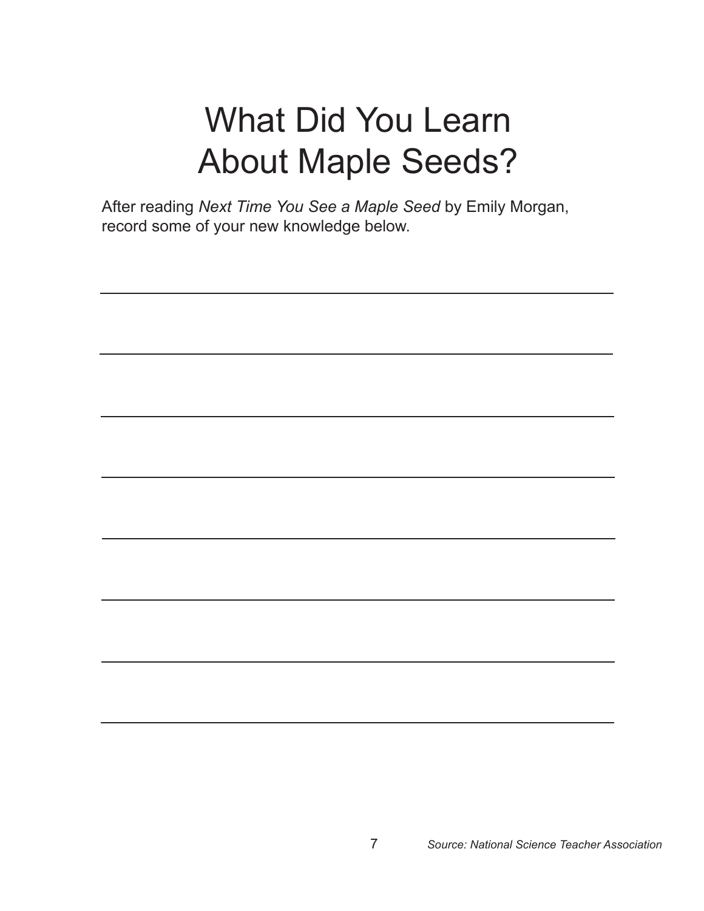# What Did You Learn About Maple Seeds?

After reading *Next Time You See a Maple Seed* by Emily Morgan, record some of your new knowledge below.

_______________________________________________

_______________________________________________

_______________________________________________

_______________________________________________

_______________________________________________

_______________________________________________

_______________________________________________

_______________________________________________

*Source: National Science Teacher Association*